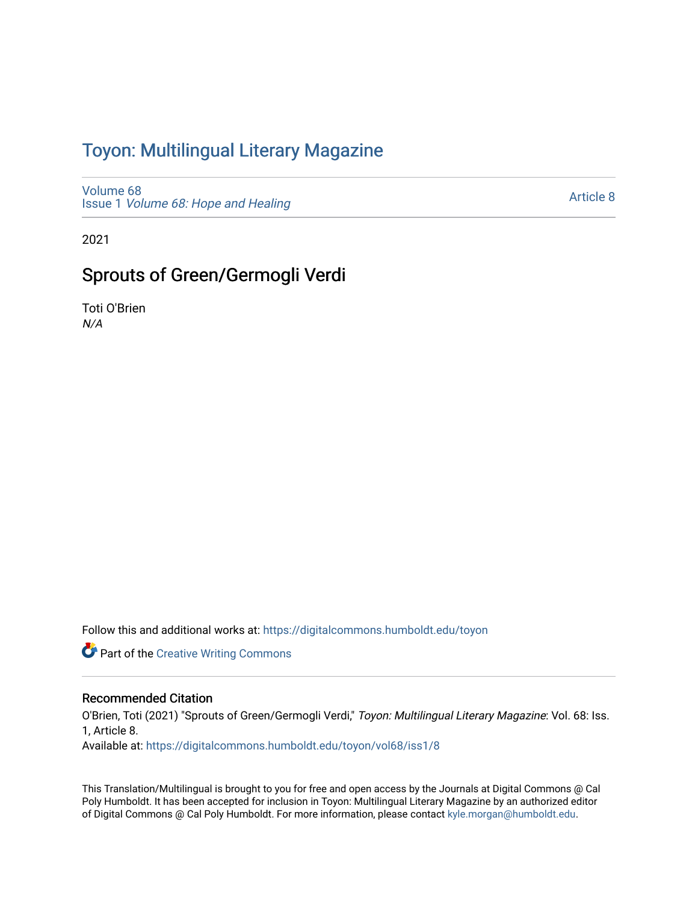# Toyon: Multilingual Literary Magazine

Volume 68
Issue 1 *Volume 68: Hope and Healing*

Article 8

2021

## Sprouts of Green/Germogli Verdi

Toti O'Brien
*N/A*

Follow this and additional works at: https://digitalcommons.humboldt.edu/toyon

Part of the Creative Writing Commons

### Recommended Citation

O'Brien, Toti (2021) "Sprouts of Green/Germogli Verdi," *Toyon: Multilingual Literary Magazine*: Vol. 68: Iss. 1, Article 8.
Available at: https://digitalcommons.humboldt.edu/toyon/vol68/iss1/8

This Translation/Multilingual is brought to you for free and open access by the Journals at Digital Commons @ Cal Poly Humboldt. It has been accepted for inclusion in Toyon: Multilingual Literary Magazine by an authorized editor of Digital Commons @ Cal Poly Humboldt. For more information, please contact kyle.morgan@humboldt.edu.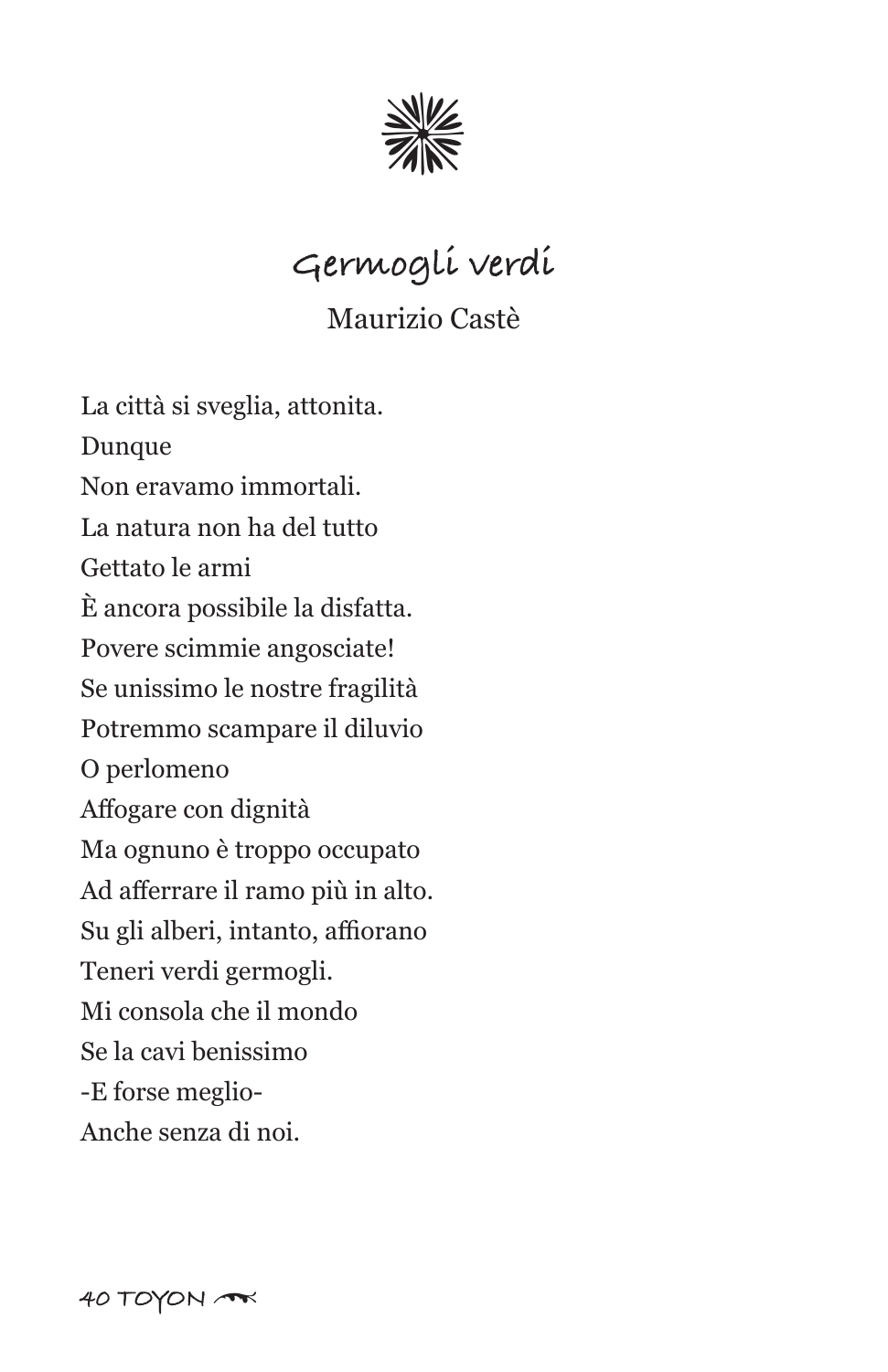## Germogli verdi

Maurizio Castè

La città si sveglia, attonita.  
Dunque  
Non eravamo immortali.  
La natura non ha del tutto  
Gettato le armi  
È ancora possibile la disfatta.  
Povere scimmie angosciate!  
Se unissimo le nostre fragilità  
Potremmo scampare il diluvio  
O perlomeno  
Affogare con dignità  
Ma ognuno è troppo occupato  
Ad afferrare il ramo più in alto.  
Su gli alberi, intanto, affiorano  
Teneri verdi germogli.  
Mi consola che il mondo  
Se la cavi benissimo  
-E forse meglio-  
Anche senza di noi.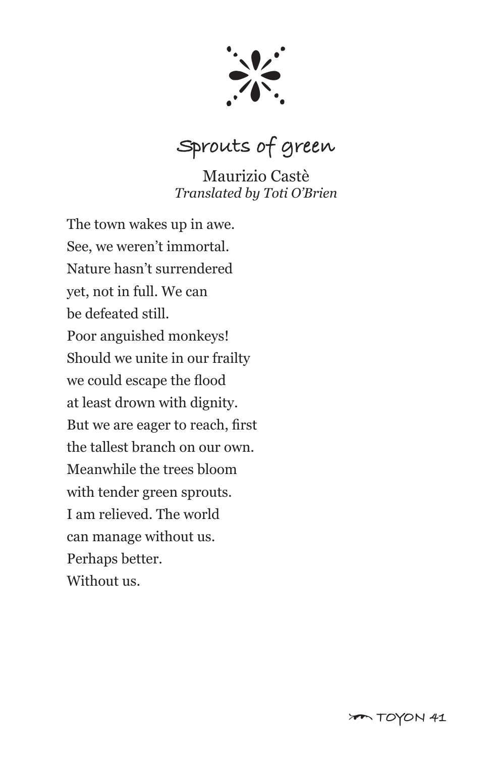# Sprouts of green

Maurizio Castè
*Translated by Toti O'Brien*

The town wakes up in awe.
See, we weren't immortal.
Nature hasn't surrendered
yet, not in full. We can
be defeated still.
Poor anguished monkeys!
Should we unite in our frailty
we could escape the flood
at least drown with dignity.
But we are eager to reach, first
the tallest branch on our own.
Meanwhile the trees bloom
with tender green sprouts.
I am relieved. The world
can manage without us.
Perhaps better.
Without us.